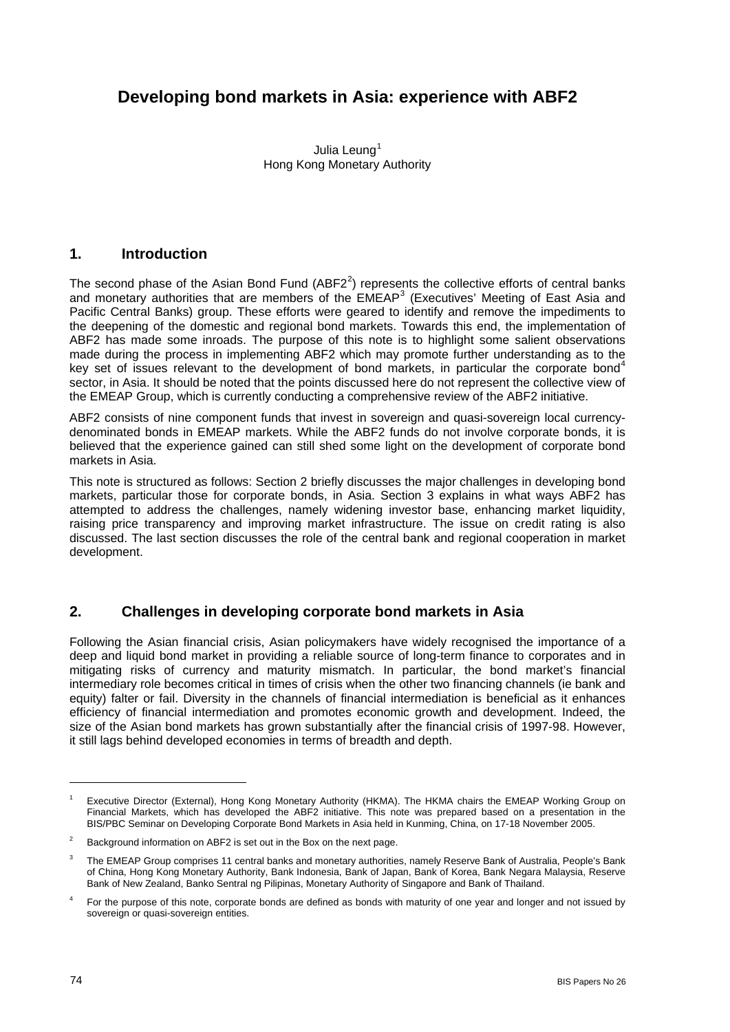# Developing bond markets in Asia: experience with ABF2

Julia Leung[1]
Hong Kong Monetary Authority

## 1. Introduction

The second phase of the Asian Bond Fund (ABF2[2]) represents the collective efforts of central banks and monetary authorities that are members of the EMEAP[3] (Executives' Meeting of East Asia and Pacific Central Banks) group. These efforts were geared to identify and remove the impediments to the deepening of the domestic and regional bond markets. Towards this end, the implementation of ABF2 has made some inroads. The purpose of this note is to highlight some salient observations made during the process in implementing ABF2 which may promote further understanding as to the key set of issues relevant to the development of bond markets, in particular the corporate bond[4] sector, in Asia. It should be noted that the points discussed here do not represent the collective view of the EMEAP Group, which is currently conducting a comprehensive review of the ABF2 initiative.

ABF2 consists of nine component funds that invest in sovereign and quasi-sovereign local currency-denominated bonds in EMEAP markets. While the ABF2 funds do not involve corporate bonds, it is believed that the experience gained can still shed some light on the development of corporate bond markets in Asia.

This note is structured as follows: Section 2 briefly discusses the major challenges in developing bond markets, particular those for corporate bonds, in Asia. Section 3 explains in what ways ABF2 has attempted to address the challenges, namely widening investor base, enhancing market liquidity, raising price transparency and improving market infrastructure. The issue on credit rating is also discussed. The last section discusses the role of the central bank and regional cooperation in market development.

## 2. Challenges in developing corporate bond markets in Asia

Following the Asian financial crisis, Asian policymakers have widely recognised the importance of a deep and liquid bond market in providing a reliable source of long-term finance to corporates and in mitigating risks of currency and maturity mismatch. In particular, the bond market's financial intermediary role becomes critical in times of crisis when the other two financing channels (ie bank and equity) falter or fail. Diversity in the channels of financial intermediation is beneficial as it enhances efficiency of financial intermediation and promotes economic growth and development. Indeed, the size of the Asian bond markets has grown substantially after the financial crisis of 1997-98. However, it still lags behind developed economies in terms of breadth and depth.

---

[1] Executive Director (External), Hong Kong Monetary Authority (HKMA). The HKMA chairs the EMEAP Working Group on Financial Markets, which has developed the ABF2 initiative. This note was prepared based on a presentation in the BIS/PBC Seminar on Developing Corporate Bond Markets in Asia held in Kunming, China, on 17-18 November 2005.

[2] Background information on ABF2 is set out in the Box on the next page.

[3] The EMEAP Group comprises 11 central banks and monetary authorities, namely Reserve Bank of Australia, People's Bank of China, Hong Kong Monetary Authority, Bank Indonesia, Bank of Japan, Bank of Korea, Bank Negara Malaysia, Reserve Bank of New Zealand, Banko Sentral ng Pilipinas, Monetary Authority of Singapore and Bank of Thailand.

[4] For the purpose of this note, corporate bonds are defined as bonds with maturity of one year and longer and not issued by sovereign or quasi-sovereign entities.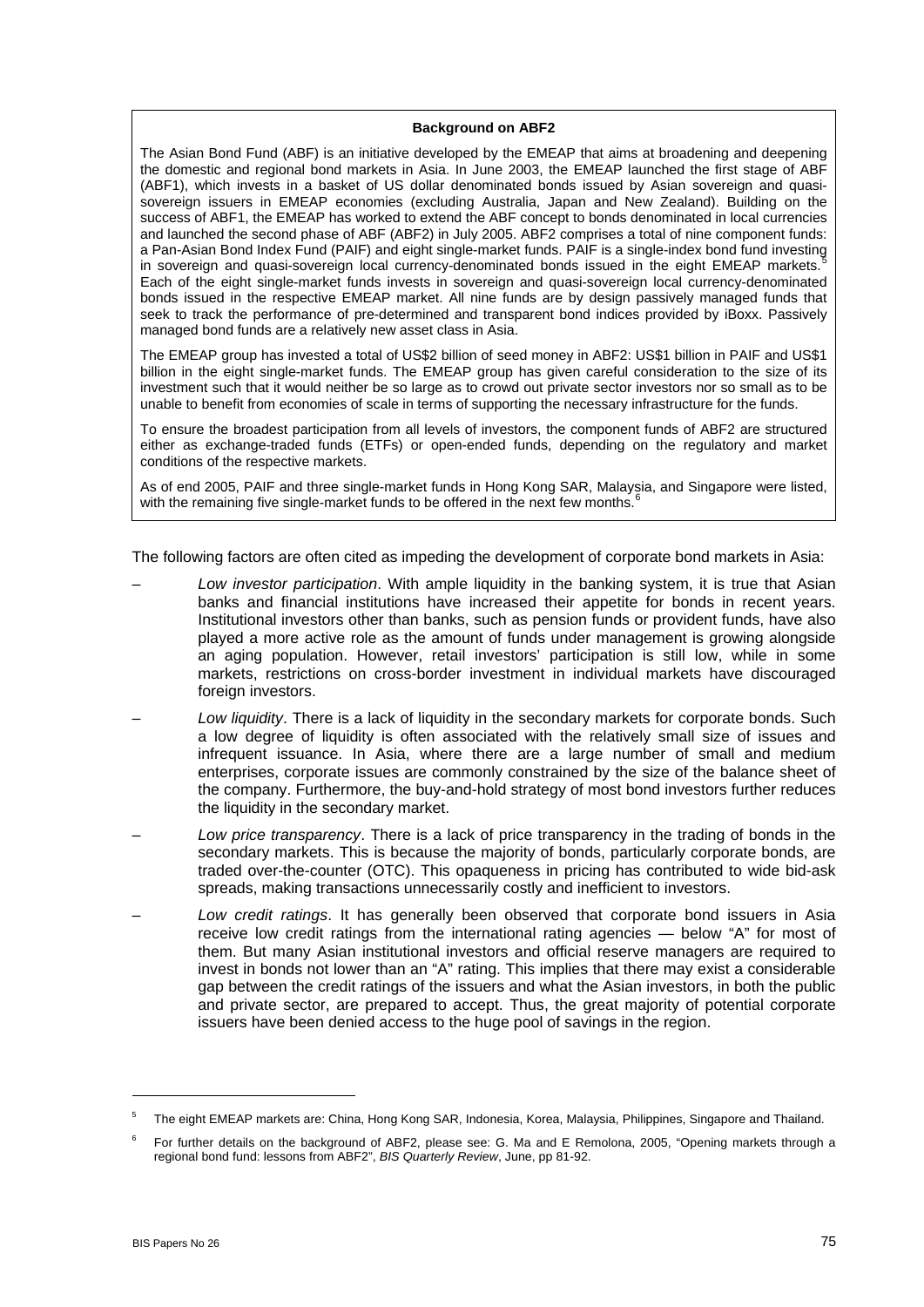**Background on ABF2**

The Asian Bond Fund (ABF) is an initiative developed by the EMEAP that aims at broadening and deepening the domestic and regional bond markets in Asia. In June 2003, the EMEAP launched the first stage of ABF (ABF1), which invests in a basket of US dollar denominated bonds issued by Asian sovereign and quasi-sovereign issuers in EMEAP economies (excluding Australia, Japan and New Zealand). Building on the success of ABF1, the EMEAP has worked to extend the ABF concept to bonds denominated in local currencies and launched the second phase of ABF (ABF2) in July 2005. ABF2 comprises a total of nine component funds: a Pan-Asian Bond Index Fund (PAIF) and eight single-market funds. PAIF is a single-index bond fund investing in sovereign and quasi-sovereign local currency-denominated bonds issued in the eight EMEAP markets.[5] Each of the eight single-market funds invests in sovereign and quasi-sovereign local currency-denominated bonds issued in the respective EMEAP market. All nine funds are by design passively managed funds that seek to track the performance of pre-determined and transparent bond indices provided by iBoxx. Passively managed bond funds are a relatively new asset class in Asia.

The EMEAP group has invested a total of US$2 billion of seed money in ABF2: US$1 billion in PAIF and US$1 billion in the eight single-market funds. The EMEAP group has given careful consideration to the size of its investment such that it would neither be so large as to crowd out private sector investors nor so small as to be unable to benefit from economies of scale in terms of supporting the necessary infrastructure for the funds.

To ensure the broadest participation from all levels of investors, the component funds of ABF2 are structured either as exchange-traded funds (ETFs) or open-ended funds, depending on the regulatory and market conditions of the respective markets.

As of end 2005, PAIF and three single-market funds in Hong Kong SAR, Malaysia, and Singapore were listed, with the remaining five single-market funds to be offered in the next few months.[6]

The following factors are often cited as impeding the development of corporate bond markets in Asia:

– *Low investor participation*. With ample liquidity in the banking system, it is true that Asian banks and financial institutions have increased their appetite for bonds in recent years. Institutional investors other than banks, such as pension funds or provident funds, have also played a more active role as the amount of funds under management is growing alongside an aging population. However, retail investors' participation is still low, while in some markets, restrictions on cross-border investment in individual markets have discouraged foreign investors.

– *Low liquidity*. There is a lack of liquidity in the secondary markets for corporate bonds. Such a low degree of liquidity is often associated with the relatively small size of issues and infrequent issuance. In Asia, where there are a large number of small and medium enterprises, corporate issues are commonly constrained by the size of the balance sheet of the company. Furthermore, the buy-and-hold strategy of most bond investors further reduces the liquidity in the secondary market.

– *Low price transparency*. There is a lack of price transparency in the trading of bonds in the secondary markets. This is because the majority of bonds, particularly corporate bonds, are traded over-the-counter (OTC). This opaqueness in pricing has contributed to wide bid-ask spreads, making transactions unnecessarily costly and inefficient to investors.

– *Low credit ratings*. It has generally been observed that corporate bond issuers in Asia receive low credit ratings from the international rating agencies — below "A" for most of them. But many Asian institutional investors and official reserve managers are required to invest in bonds not lower than an "A" rating. This implies that there may exist a considerable gap between the credit ratings of the issuers and what the Asian investors, in both the public and private sector, are prepared to accept. Thus, the great majority of potential corporate issuers have been denied access to the huge pool of savings in the region.

---

[5] The eight EMEAP markets are: China, Hong Kong SAR, Indonesia, Korea, Malaysia, Philippines, Singapore and Thailand.

[6] For further details on the background of ABF2, please see: G. Ma and E Remolona, 2005, "Opening markets through a regional bond fund: lessons from ABF2", *BIS Quarterly Review*, June, pp 81-92.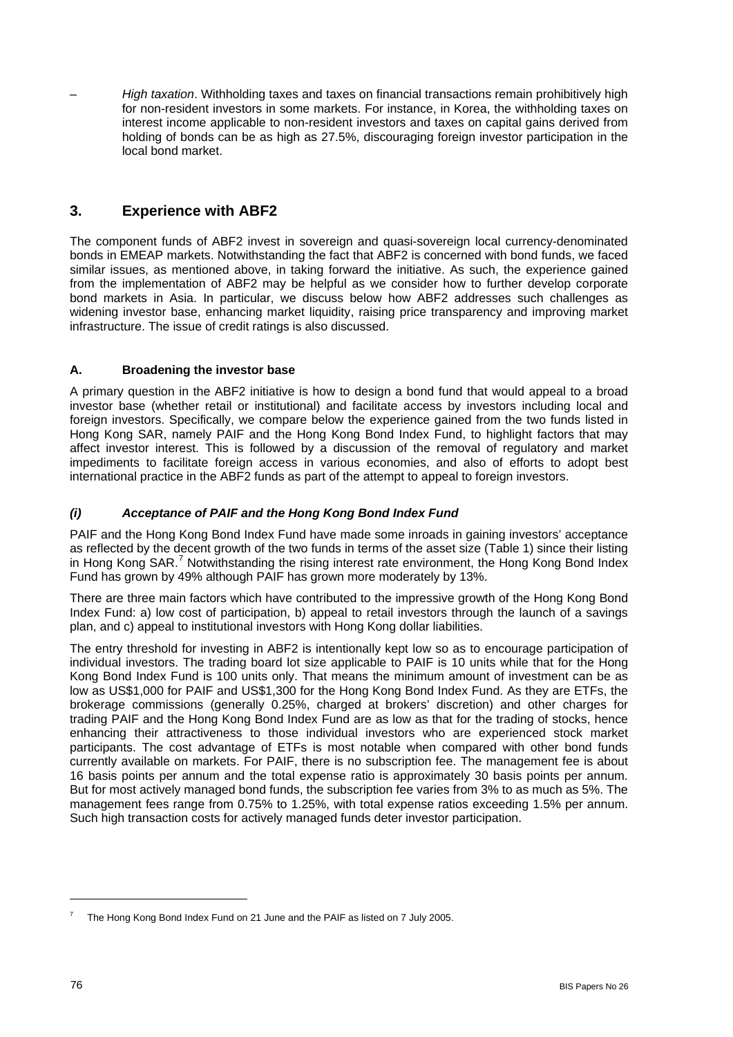– *High taxation*. Withholding taxes and taxes on financial transactions remain prohibitively high for non-resident investors in some markets. For instance, in Korea, the withholding taxes on interest income applicable to non-resident investors and taxes on capital gains derived from holding of bonds can be as high as 27.5%, discouraging foreign investor participation in the local bond market.

## 3. Experience with ABF2

The component funds of ABF2 invest in sovereign and quasi-sovereign local currency-denominated bonds in EMEAP markets. Notwithstanding the fact that ABF2 is concerned with bond funds, we faced similar issues, as mentioned above, in taking forward the initiative. As such, the experience gained from the implementation of ABF2 may be helpful as we consider how to further develop corporate bond markets in Asia. In particular, we discuss below how ABF2 addresses such challenges as widening investor base, enhancing market liquidity, raising price transparency and improving market infrastructure. The issue of credit ratings is also discussed.

### A. Broadening the investor base

A primary question in the ABF2 initiative is how to design a bond fund that would appeal to a broad investor base (whether retail or institutional) and facilitate access by investors including local and foreign investors. Specifically, we compare below the experience gained from the two funds listed in Hong Kong SAR, namely PAIF and the Hong Kong Bond Index Fund, to highlight factors that may affect investor interest. This is followed by a discussion of the removal of regulatory and market impediments to facilitate foreign access in various economies, and also of efforts to adopt best international practice in the ABF2 funds as part of the attempt to appeal to foreign investors.

#### *(i) Acceptance of PAIF and the Hong Kong Bond Index Fund*

PAIF and the Hong Kong Bond Index Fund have made some inroads in gaining investors' acceptance as reflected by the decent growth of the two funds in terms of the asset size (Table 1) since their listing in Hong Kong SAR.[7] Notwithstanding the rising interest rate environment, the Hong Kong Bond Index Fund has grown by 49% although PAIF has grown more moderately by 13%.

There are three main factors which have contributed to the impressive growth of the Hong Kong Bond Index Fund: a) low cost of participation, b) appeal to retail investors through the launch of a savings plan, and c) appeal to institutional investors with Hong Kong dollar liabilities.

The entry threshold for investing in ABF2 is intentionally kept low so as to encourage participation of individual investors. The trading board lot size applicable to PAIF is 10 units while that for the Hong Kong Bond Index Fund is 100 units only. That means the minimum amount of investment can be as low as US$1,000 for PAIF and US$1,300 for the Hong Kong Bond Index Fund. As they are ETFs, the brokerage commissions (generally 0.25%, charged at brokers' discretion) and other charges for trading PAIF and the Hong Kong Bond Index Fund are as low as that for the trading of stocks, hence enhancing their attractiveness to those individual investors who are experienced stock market participants. The cost advantage of ETFs is most notable when compared with other bond funds currently available on markets. For PAIF, there is no subscription fee. The management fee is about 16 basis points per annum and the total expense ratio is approximately 30 basis points per annum. But for most actively managed bond funds, the subscription fee varies from 3% to as much as 5%. The management fees range from 0.75% to 1.25%, with total expense ratios exceeding 1.5% per annum. Such high transaction costs for actively managed funds deter investor participation.

[7] The Hong Kong Bond Index Fund on 21 June and the PAIF as listed on 7 July 2005.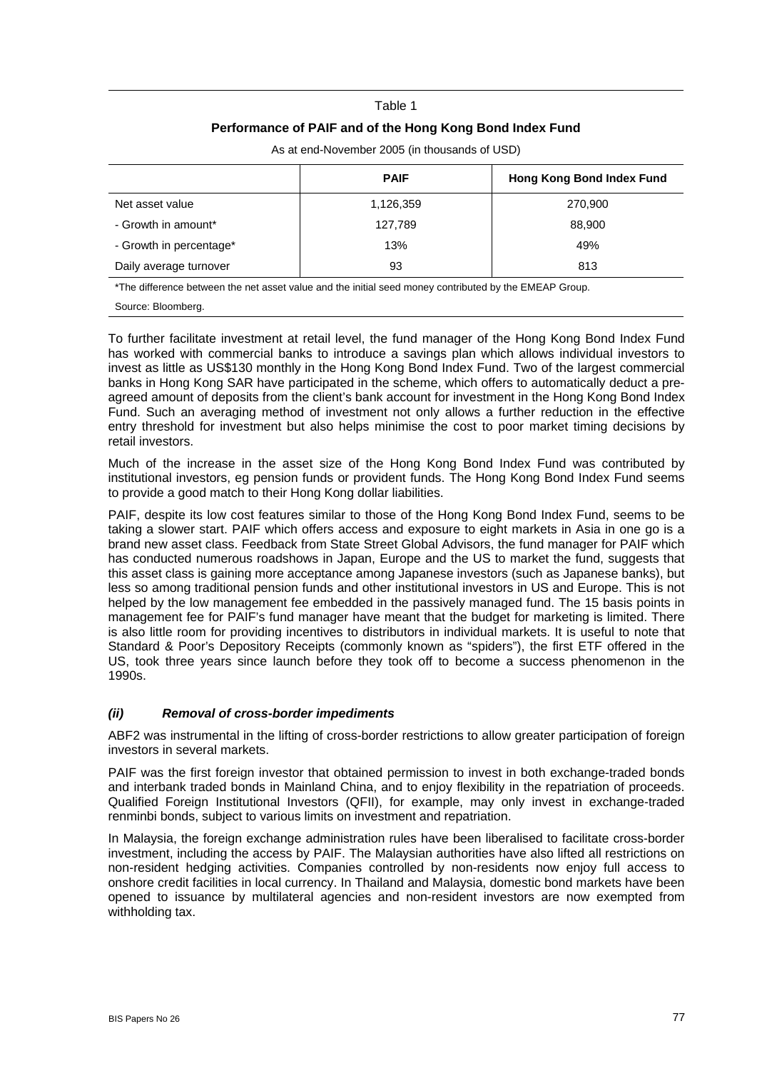Table 1

**Performance of PAIF and of the Hong Kong Bond Index Fund**

As at end-November 2005 (in thousands of USD)

| | **PAIF** | **Hong Kong Bond Index Fund** |
|---|---|---|
| Net asset value | 1,126,359 | 270,900 |
| - Growth in amount* | 127,789 | 88,900 |
| - Growth in percentage* | 13% | 49% |
| Daily average turnover | 93 | 813 |

*The difference between the net asset value and the initial seed money contributed by the EMEAP Group.

Source: Bloomberg.

To further facilitate investment at retail level, the fund manager of the Hong Kong Bond Index Fund has worked with commercial banks to introduce a savings plan which allows individual investors to invest as little as US$130 monthly in the Hong Kong Bond Index Fund. Two of the largest commercial banks in Hong Kong SAR have participated in the scheme, which offers to automatically deduct a pre-agreed amount of deposits from the client's bank account for investment in the Hong Kong Bond Index Fund. Such an averaging method of investment not only allows a further reduction in the effective entry threshold for investment but also helps minimise the cost to poor market timing decisions by retail investors.

Much of the increase in the asset size of the Hong Kong Bond Index Fund was contributed by institutional investors, eg pension funds or provident funds. The Hong Kong Bond Index Fund seems to provide a good match to their Hong Kong dollar liabilities.

PAIF, despite its low cost features similar to those of the Hong Kong Bond Index Fund, seems to be taking a slower start. PAIF which offers access and exposure to eight markets in Asia in one go is a brand new asset class. Feedback from State Street Global Advisors, the fund manager for PAIF which has conducted numerous roadshows in Japan, Europe and the US to market the fund, suggests that this asset class is gaining more acceptance among Japanese investors (such as Japanese banks), but less so among traditional pension funds and other institutional investors in US and Europe. This is not helped by the low management fee embedded in the passively managed fund. The 15 basis points in management fee for PAIF's fund manager have meant that the budget for marketing is limited. There is also little room for providing incentives to distributors in individual markets. It is useful to note that Standard & Poor's Depository Receipts (commonly known as "spiders"), the first ETF offered in the US, took three years since launch before they took off to become a success phenomenon in the 1990s.

### *(ii) Removal of cross-border impediments*

ABF2 was instrumental in the lifting of cross-border restrictions to allow greater participation of foreign investors in several markets.

PAIF was the first foreign investor that obtained permission to invest in both exchange-traded bonds and interbank traded bonds in Mainland China, and to enjoy flexibility in the repatriation of proceeds. Qualified Foreign Institutional Investors (QFII), for example, may only invest in exchange-traded renminbi bonds, subject to various limits on investment and repatriation.

In Malaysia, the foreign exchange administration rules have been liberalised to facilitate cross-border investment, including the access by PAIF. The Malaysian authorities have also lifted all restrictions on non-resident hedging activities. Companies controlled by non-residents now enjoy full access to onshore credit facilities in local currency. In Thailand and Malaysia, domestic bond markets have been opened to issuance by multilateral agencies and non-resident investors are now exempted from withholding tax.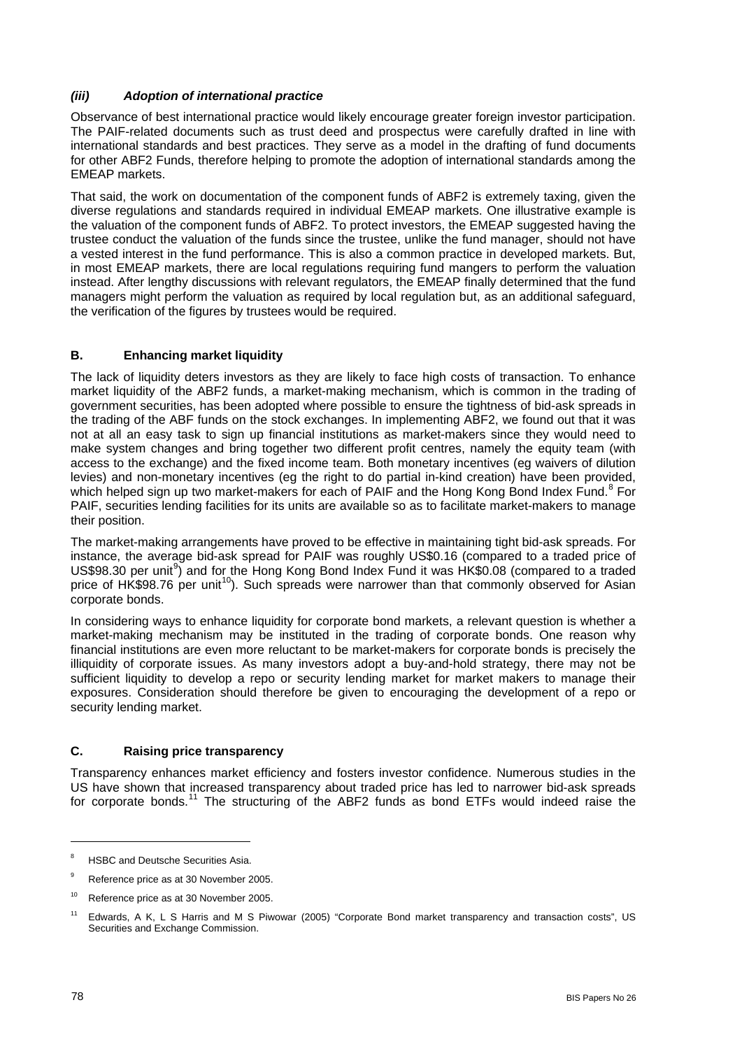### *(iii) Adoption of international practice*

Observance of best international practice would likely encourage greater foreign investor participation. The PAIF-related documents such as trust deed and prospectus were carefully drafted in line with international standards and best practices. They serve as a model in the drafting of fund documents for other ABF2 Funds, therefore helping to promote the adoption of international standards among the EMEAP markets.

That said, the work on documentation of the component funds of ABF2 is extremely taxing, given the diverse regulations and standards required in individual EMEAP markets. One illustrative example is the valuation of the component funds of ABF2. To protect investors, the EMEAP suggested having the trustee conduct the valuation of the funds since the trustee, unlike the fund manager, should not have a vested interest in the fund performance. This is also a common practice in developed markets. But, in most EMEAP markets, there are local regulations requiring fund mangers to perform the valuation instead. After lengthy discussions with relevant regulators, the EMEAP finally determined that the fund managers might perform the valuation as required by local regulation but, as an additional safeguard, the verification of the figures by trustees would be required.

## B. Enhancing market liquidity

The lack of liquidity deters investors as they are likely to face high costs of transaction. To enhance market liquidity of the ABF2 funds, a market-making mechanism, which is common in the trading of government securities, has been adopted where possible to ensure the tightness of bid-ask spreads in the trading of the ABF funds on the stock exchanges. In implementing ABF2, we found out that it was not at all an easy task to sign up financial institutions as market-makers since they would need to make system changes and bring together two different profit centres, namely the equity team (with access to the exchange) and the fixed income team. Both monetary incentives (eg waivers of dilution levies) and non-monetary incentives (eg the right to do partial in-kind creation) have been provided, which helped sign up two market-makers for each of PAIF and the Hong Kong Bond Index Fund.[8] For PAIF, securities lending facilities for its units are available so as to facilitate market-makers to manage their position.

The market-making arrangements have proved to be effective in maintaining tight bid-ask spreads. For instance, the average bid-ask spread for PAIF was roughly US$0.16 (compared to a traded price of US$98.30 per unit[9]) and for the Hong Kong Bond Index Fund it was HK$0.08 (compared to a traded price of HK$98.76 per unit[10]). Such spreads were narrower than that commonly observed for Asian corporate bonds.

In considering ways to enhance liquidity for corporate bond markets, a relevant question is whether a market-making mechanism may be instituted in the trading of corporate bonds. One reason why financial institutions are even more reluctant to be market-makers for corporate bonds is precisely the illiquidity of corporate issues. As many investors adopt a buy-and-hold strategy, there may not be sufficient liquidity to develop a repo or security lending market for market makers to manage their exposures. Consideration should therefore be given to encouraging the development of a repo or security lending market.

## C. Raising price transparency

Transparency enhances market efficiency and fosters investor confidence. Numerous studies in the US have shown that increased transparency about traded price has led to narrower bid-ask spreads for corporate bonds.[11] The structuring of the ABF2 funds as bond ETFs would indeed raise the

---

[8] HSBC and Deutsche Securities Asia.

[9] Reference price as at 30 November 2005.

[10] Reference price as at 30 November 2005.

[11] Edwards, A K, L S Harris and M S Piwowar (2005) "Corporate Bond market transparency and transaction costs", US Securities and Exchange Commission.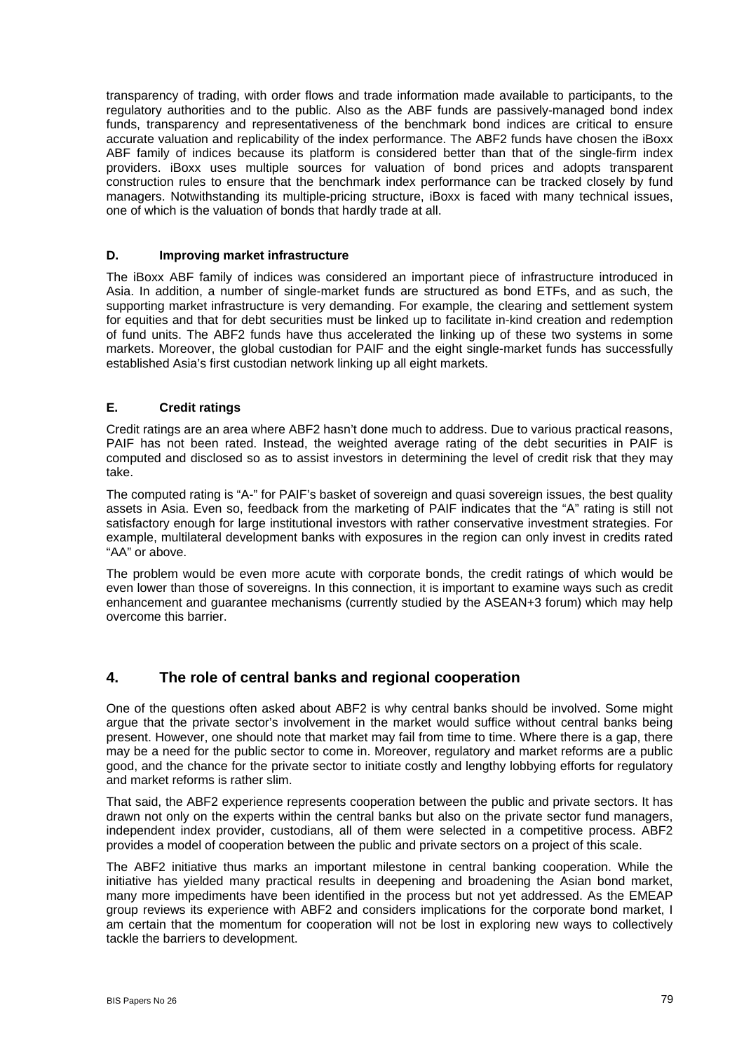transparency of trading, with order flows and trade information made available to participants, to the regulatory authorities and to the public. Also as the ABF funds are passively-managed bond index funds, transparency and representativeness of the benchmark bond indices are critical to ensure accurate valuation and replicability of the index performance. The ABF2 funds have chosen the iBoxx ABF family of indices because its platform is considered better than that of the single-firm index providers. iBoxx uses multiple sources for valuation of bond prices and adopts transparent construction rules to ensure that the benchmark index performance can be tracked closely by fund managers. Notwithstanding its multiple-pricing structure, iBoxx is faced with many technical issues, one of which is the valuation of bonds that hardly trade at all.

### D. Improving market infrastructure

The iBoxx ABF family of indices was considered an important piece of infrastructure introduced in Asia. In addition, a number of single-market funds are structured as bond ETFs, and as such, the supporting market infrastructure is very demanding. For example, the clearing and settlement system for equities and that for debt securities must be linked up to facilitate in-kind creation and redemption of fund units. The ABF2 funds have thus accelerated the linking up of these two systems in some markets. Moreover, the global custodian for PAIF and the eight single-market funds has successfully established Asia's first custodian network linking up all eight markets.

### E. Credit ratings

Credit ratings are an area where ABF2 hasn't done much to address. Due to various practical reasons, PAIF has not been rated. Instead, the weighted average rating of the debt securities in PAIF is computed and disclosed so as to assist investors in determining the level of credit risk that they may take.

The computed rating is "A-" for PAIF's basket of sovereign and quasi sovereign issues, the best quality assets in Asia. Even so, feedback from the marketing of PAIF indicates that the "A" rating is still not satisfactory enough for large institutional investors with rather conservative investment strategies. For example, multilateral development banks with exposures in the region can only invest in credits rated "AA" or above.

The problem would be even more acute with corporate bonds, the credit ratings of which would be even lower than those of sovereigns. In this connection, it is important to examine ways such as credit enhancement and guarantee mechanisms (currently studied by the ASEAN+3 forum) which may help overcome this barrier.

## 4. The role of central banks and regional cooperation

One of the questions often asked about ABF2 is why central banks should be involved. Some might argue that the private sector's involvement in the market would suffice without central banks being present. However, one should note that market may fail from time to time. Where there is a gap, there may be a need for the public sector to come in. Moreover, regulatory and market reforms are a public good, and the chance for the private sector to initiate costly and lengthy lobbying efforts for regulatory and market reforms is rather slim.

That said, the ABF2 experience represents cooperation between the public and private sectors. It has drawn not only on the experts within the central banks but also on the private sector fund managers, independent index provider, custodians, all of them were selected in a competitive process. ABF2 provides a model of cooperation between the public and private sectors on a project of this scale.

The ABF2 initiative thus marks an important milestone in central banking cooperation. While the initiative has yielded many practical results in deepening and broadening the Asian bond market, many more impediments have been identified in the process but not yet addressed. As the EMEAP group reviews its experience with ABF2 and considers implications for the corporate bond market, I am certain that the momentum for cooperation will not be lost in exploring new ways to collectively tackle the barriers to development.